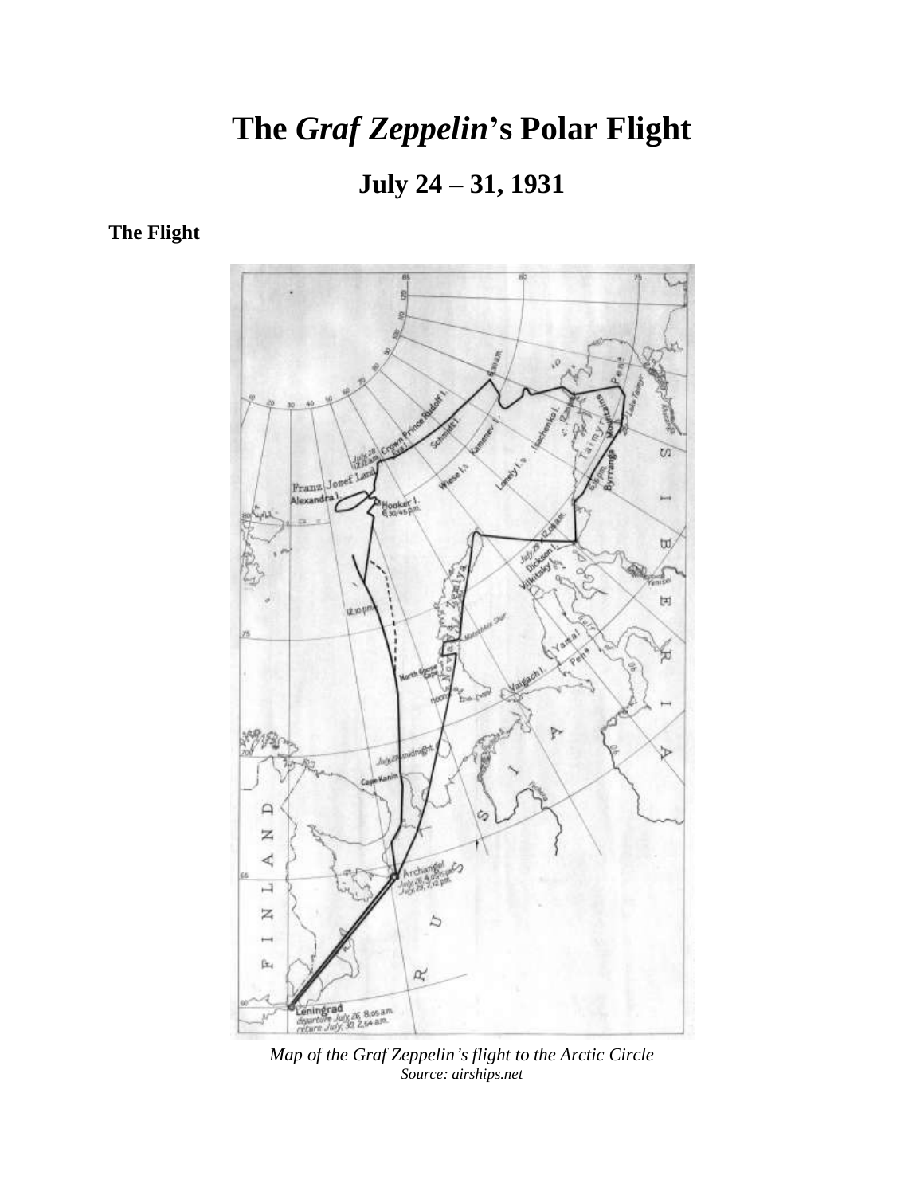# The *Graf Zeppelin*'s Polar Flight

## July 24 – 31, 1931

**The Flight**

*Map of the Graf Zeppelin's flight to the Arctic Circle*
*Source: airships.net*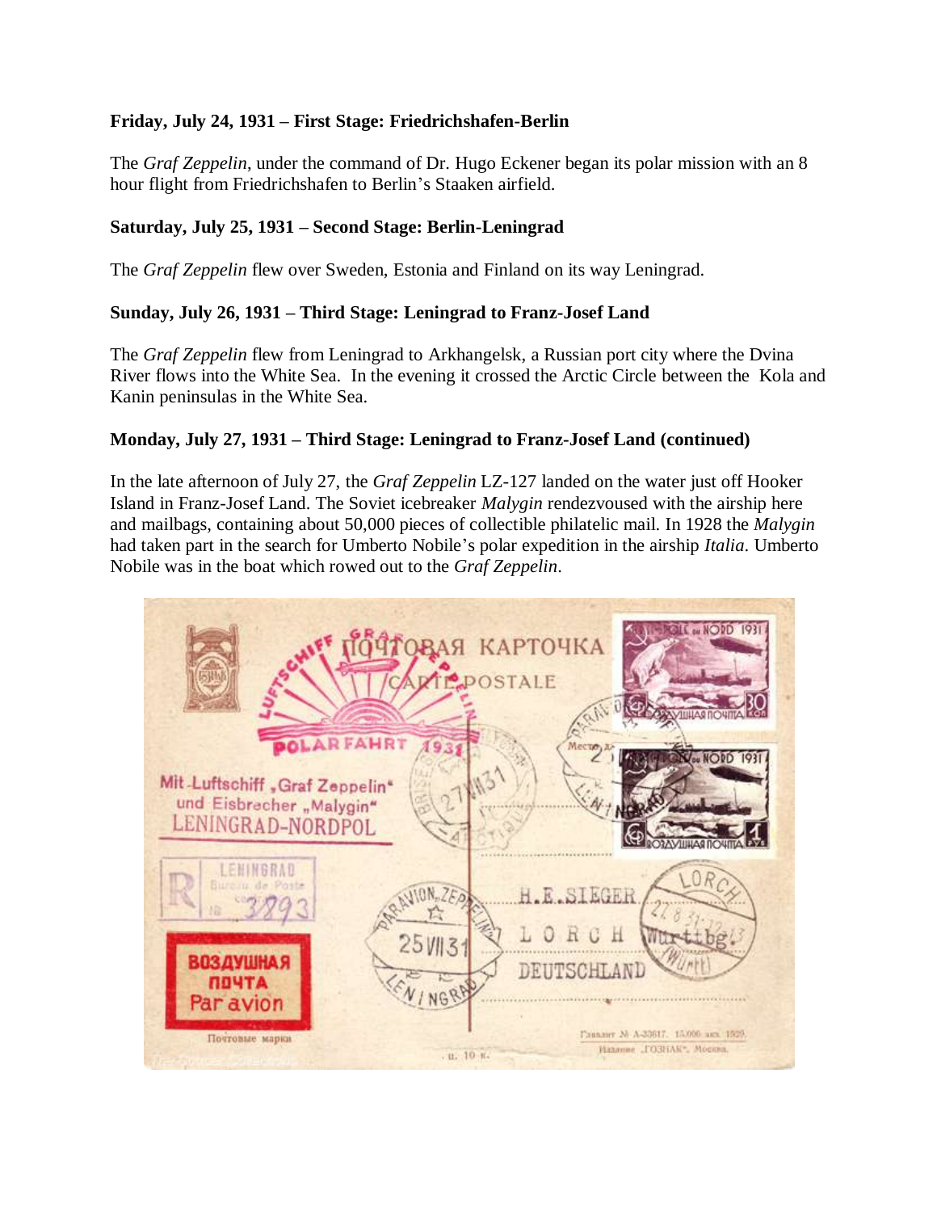**Friday, July 24, 1931 – First Stage: Friedrichshafen-Berlin**

The *Graf Zeppelin*, under the command of Dr. Hugo Eckener began its polar mission with an 8 hour flight from Friedrichshafen to Berlin's Staaken airfield.

**Saturday, July 25, 1931 – Second Stage: Berlin-Leningrad**

The *Graf Zeppelin* flew over Sweden, Estonia and Finland on its way Leningrad.

**Sunday, July 26, 1931 – Third Stage: Leningrad to Franz-Josef Land**

The *Graf Zeppelin* flew from Leningrad to Arkhangelsk, a Russian port city where the Dvina River flows into the White Sea. In the evening it crossed the Arctic Circle between the Kola and Kanin peninsulas in the White Sea.

**Monday, July 27, 1931 – Third Stage: Leningrad to Franz-Josef Land (continued)**

In the late afternoon of July 27, the *Graf Zeppelin* LZ-127 landed on the water just off Hooker Island in Franz-Josef Land. The Soviet icebreaker *Malygin* rendezvoused with the airship here and mailbags, containing about 50,000 pieces of collectible philatelic mail. In 1928 the *Malygin* had taken part in the search for Umberto Nobile's polar expedition in the airship *Italia*. Umberto Nobile was in the boat which rowed out to the *Graf Zeppelin*.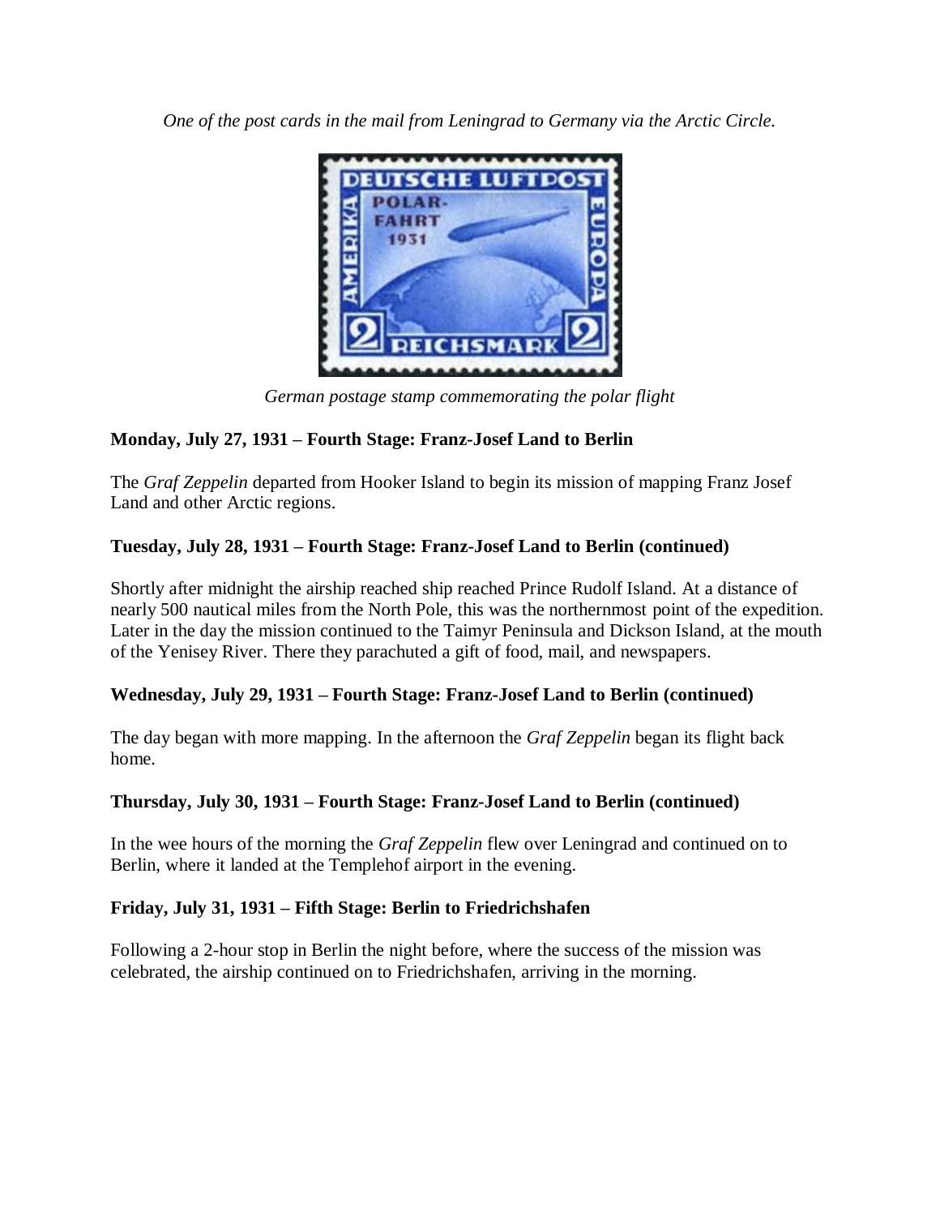*One of the post cards in the mail from Leningrad to Germany via the Arctic Circle.*

*German postage stamp commemorating the polar flight*

**Monday, July 27, 1931 – Fourth Stage: Franz-Josef Land to Berlin**

The *Graf Zeppelin* departed from Hooker Island to begin its mission of mapping Franz Josef Land and other Arctic regions.

**Tuesday, July 28, 1931 – Fourth Stage: Franz-Josef Land to Berlin (continued)**

Shortly after midnight the airship reached ship reached Prince Rudolf Island. At a distance of nearly 500 nautical miles from the North Pole, this was the northernmost point of the expedition. Later in the day the mission continued to the Taimyr Peninsula and Dickson Island, at the mouth of the Yenisey River. There they parachuted a gift of food, mail, and newspapers.

**Wednesday, July 29, 1931 – Fourth Stage: Franz-Josef Land to Berlin (continued)**

The day began with more mapping. In the afternoon the *Graf Zeppelin* began its flight back home.

**Thursday, July 30, 1931 – Fourth Stage: Franz-Josef Land to Berlin (continued)**

In the wee hours of the morning the *Graf Zeppelin* flew over Leningrad and continued on to Berlin, where it landed at the Templehof airport in the evening.

**Friday, July 31, 1931 – Fifth Stage: Berlin to Friedrichshafen**

Following a 2-hour stop in Berlin the night before, where the success of the mission was celebrated, the airship continued on to Friedrichshafen, arriving in the morning.